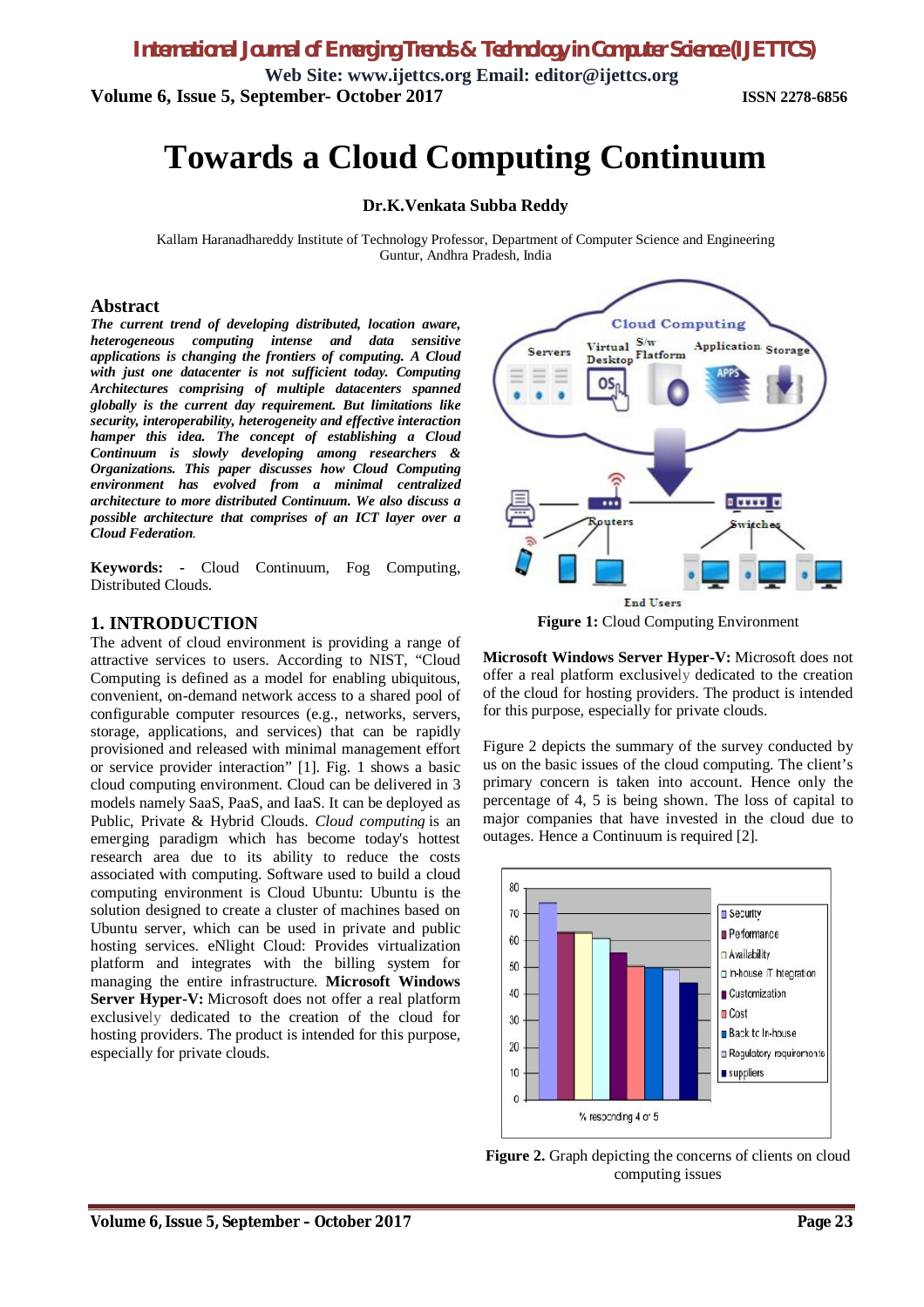# Towards a Cloud Computing Continuum

**Dr.K.Venkata Subba Reddy**

Kallam Haranadhareddy Institute of Technology Professor, Department of Computer Science and Engineering Guntur, Andhra Pradesh, India

## Abstract

***The current trend of developing distributed, location aware, heterogeneous computing intense and data sensitive applications is changing the frontiers of computing. A Cloud with just one datacenter is not sufficient today. Computing Architectures comprising of multiple datacenters spanned globally is the current day requirement. But limitations like security, interoperability, heterogeneity and effective interaction hamper this idea. The concept of establishing a Cloud Continuum is slowly developing among researchers & Organizations. This paper discusses how Cloud Computing environment has evolved from a minimal centralized architecture to more distributed Continuum. We also discuss a possible architecture that comprises of an ICT layer over a Cloud Federation.***

**Keywords: -** Cloud Continuum, Fog Computing, Distributed Clouds.

## 1. INTRODUCTION

The advent of cloud environment is providing a range of attractive services to users. According to NIST, "Cloud Computing is defined as a model for enabling ubiquitous, convenient, on-demand network access to a shared pool of configurable computer resources (e.g., networks, servers, storage, applications, and services) that can be rapidly provisioned and released with minimal management effort or service provider interaction" [1]. Fig. 1 shows a basic cloud computing environment. Cloud can be delivered in 3 models namely SaaS, PaaS, and IaaS. It can be deployed as Public, Private & Hybrid Clouds. *Cloud computing* is an emerging paradigm which has become today's hottest research area due to its ability to reduce the costs associated with computing. Software used to build a cloud computing environment is Cloud Ubuntu: Ubuntu is the solution designed to create a cluster of machines based on Ubuntu server, which can be used in private and public hosting services. eNlight Cloud: Provides virtualization platform and integrates with the billing system for managing the entire infrastructure. **Microsoft Windows Server Hyper-V:** Microsoft does not offer a real platform exclusively dedicated to the creation of the cloud for hosting providers. The product is intended for this purpose, especially for private clouds.

**Figure 1:** Cloud Computing Environment

**Microsoft Windows Server Hyper-V:** Microsoft does not offer a real platform exclusively dedicated to the creation of the cloud for hosting providers. The product is intended for this purpose, especially for private clouds.

Figure 2 depicts the summary of the survey conducted by us on the basic issues of the cloud computing. The client's primary concern is taken into account. Hence only the percentage of 4, 5 is being shown. The loss of capital to major companies that have invested in the cloud due to outages. Hence a Continuum is required [2].

**Figure 2.** Graph depicting the concerns of clients on cloud computing issues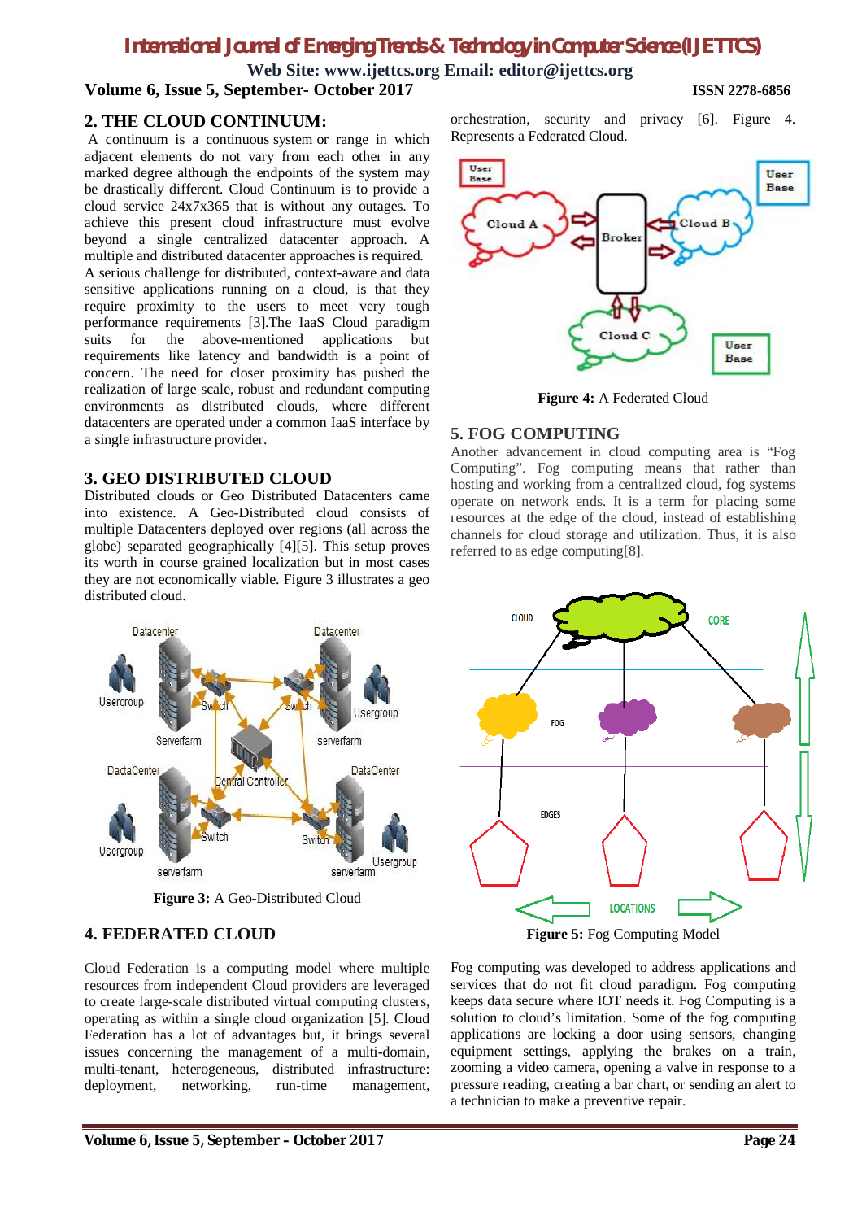## 2. THE CLOUD CONTINUUM:

A continuum is a continuous system or range in which adjacent elements do not vary from each other in any marked degree although the endpoints of the system may be drastically different. Cloud Continuum is to provide a cloud service 24x7x365 that is without any outages. To achieve this present cloud infrastructure must evolve beyond a single centralized datacenter approach. A multiple and distributed datacenter approaches is required. A serious challenge for distributed, context-aware and data sensitive applications running on a cloud, is that they require proximity to the users to meet very tough performance requirements [3].The IaaS Cloud paradigm suits for the above-mentioned applications but requirements like latency and bandwidth is a point of concern. The need for closer proximity has pushed the realization of large scale, robust and redundant computing environments as distributed clouds, where different datacenters are operated under a common IaaS interface by a single infrastructure provider.

## 3. GEO DISTRIBUTED CLOUD

Distributed clouds or Geo Distributed Datacenters came into existence. A Geo-Distributed cloud consists of multiple Datacenters deployed over regions (all across the globe) separated geographically [4][5]. This setup proves its worth in course grained localization but in most cases they are not economically viable. Figure 3 illustrates a geo distributed cloud.

**Figure 3:** A Geo-Distributed Cloud

## 4. FEDERATED CLOUD

Cloud Federation is a computing model where multiple resources from independent Cloud providers are leveraged to create large-scale distributed virtual computing clusters, operating as within a single cloud organization [5]. Cloud Federation has a lot of advantages but, it brings several issues concerning the management of a multi-domain, multi-tenant, heterogeneous, distributed infrastructure: deployment, networking, run-time management, orchestration, security and privacy [6]. Figure 4. Represents a Federated Cloud.

**Figure 4:** A Federated Cloud

## 5. FOG COMPUTING

Another advancement in cloud computing area is "Fog Computing". Fog computing means that rather than hosting and working from a centralized cloud, fog systems operate on network ends. It is a term for placing some resources at the edge of the cloud, instead of establishing channels for cloud storage and utilization. Thus, it is also referred to as edge computing[8].

**Figure 5:** Fog Computing Model

Fog computing was developed to address applications and services that do not fit cloud paradigm. Fog computing keeps data secure where IOT needs it. Fog Computing is a solution to cloud's limitation. Some of the fog computing applications are locking a door using sensors, changing equipment settings, applying the brakes on a train, zooming a video camera, opening a valve in response to a pressure reading, creating a bar chart, or sending an alert to a technician to make a preventive repair.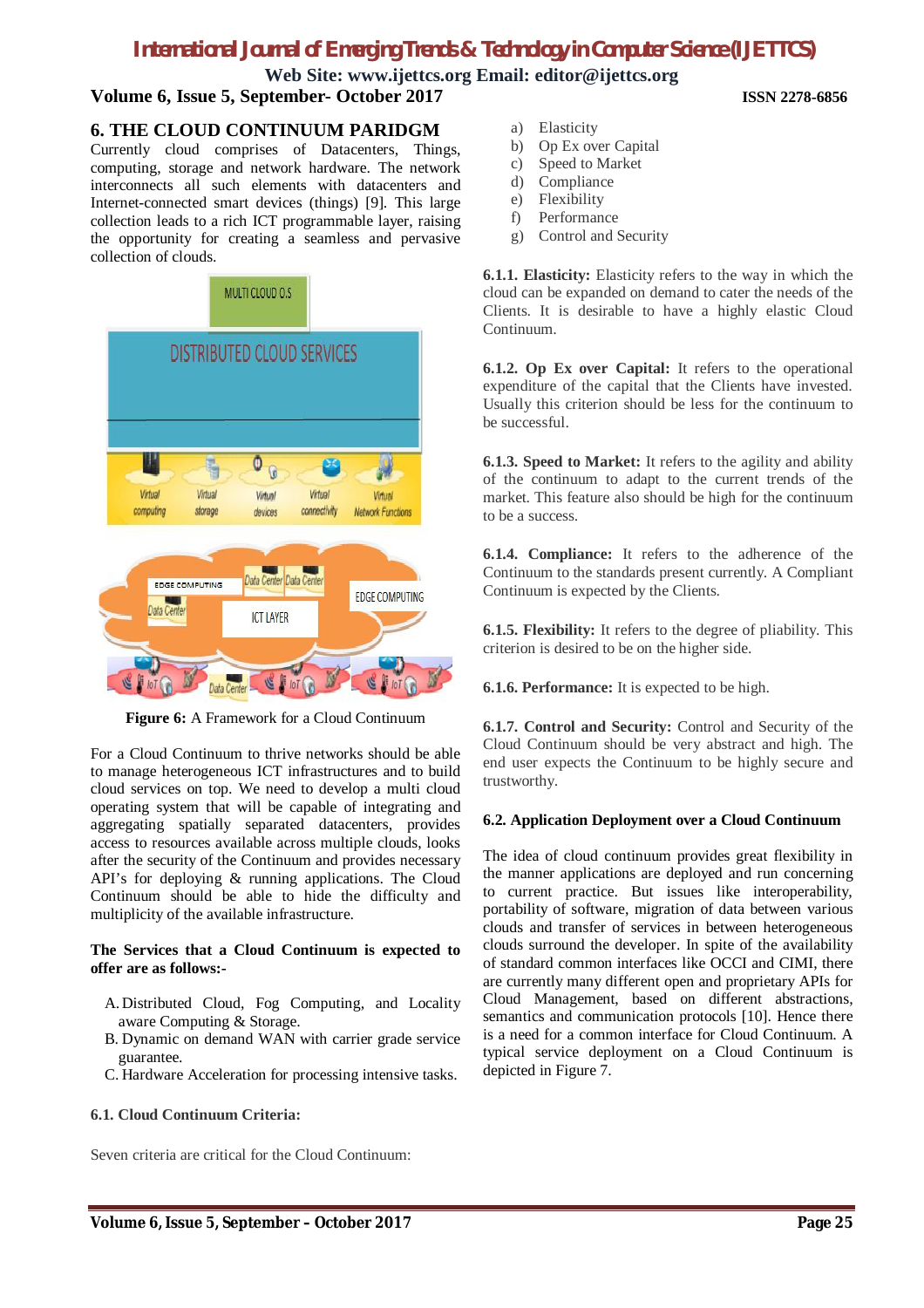## 6. THE CLOUD CONTINUUM PARIDGM

Currently cloud comprises of Datacenters, Things, computing, storage and network hardware. The network interconnects all such elements with datacenters and Internet-connected smart devices (things) [9]. This large collection leads to a rich ICT programmable layer, raising the opportunity for creating a seamless and pervasive collection of clouds.

**Figure 6:** A Framework for a Cloud Continuum

For a Cloud Continuum to thrive networks should be able to manage heterogeneous ICT infrastructures and to build cloud services on top. We need to develop a multi cloud operating system that will be capable of integrating and aggregating spatially separated datacenters, provides access to resources available across multiple clouds, looks after the security of the Continuum and provides necessary API's for deploying & running applications. The Cloud Continuum should be able to hide the difficulty and multiplicity of the available infrastructure.

**The Services that a Cloud Continuum is expected to offer are as follows:-**

A. Distributed Cloud, Fog Computing, and Locality aware Computing & Storage.
B. Dynamic on demand WAN with carrier grade service guarantee.
C. Hardware Acceleration for processing intensive tasks.

### 6.1. Cloud Continuum Criteria:

Seven criteria are critical for the Cloud Continuum:

a) Elasticity
b) Op Ex over Capital
c) Speed to Market
d) Compliance
e) Flexibility
f) Performance
g) Control and Security

**6.1.1. Elasticity:** Elasticity refers to the way in which the cloud can be expanded on demand to cater the needs of the Clients. It is desirable to have a highly elastic Cloud Continuum.

**6.1.2. Op Ex over Capital:** It refers to the operational expenditure of the capital that the Clients have invested. Usually this criterion should be less for the continuum to be successful.

**6.1.3. Speed to Market:** It refers to the agility and ability of the continuum to adapt to the current trends of the market. This feature also should be high for the continuum to be a success.

**6.1.4. Compliance:** It refers to the adherence of the Continuum to the standards present currently. A Compliant Continuum is expected by the Clients.

**6.1.5. Flexibility:** It refers to the degree of pliability. This criterion is desired to be on the higher side.

**6.1.6. Performance:** It is expected to be high.

**6.1.7. Control and Security:** Control and Security of the Cloud Continuum should be very abstract and high. The end user expects the Continuum to be highly secure and trustworthy.

### 6.2. Application Deployment over a Cloud Continuum

The idea of cloud continuum provides great flexibility in the manner applications are deployed and run concerning to current practice. But issues like interoperability, portability of software, migration of data between various clouds and transfer of services in between heterogeneous clouds surround the developer. In spite of the availability of standard common interfaces like OCCI and CIMI, there are currently many different open and proprietary APIs for Cloud Management, based on different abstractions, semantics and communication protocols [10]. Hence there is a need for a common interface for Cloud Continuum. A typical service deployment on a Cloud Continuum is depicted in Figure 7.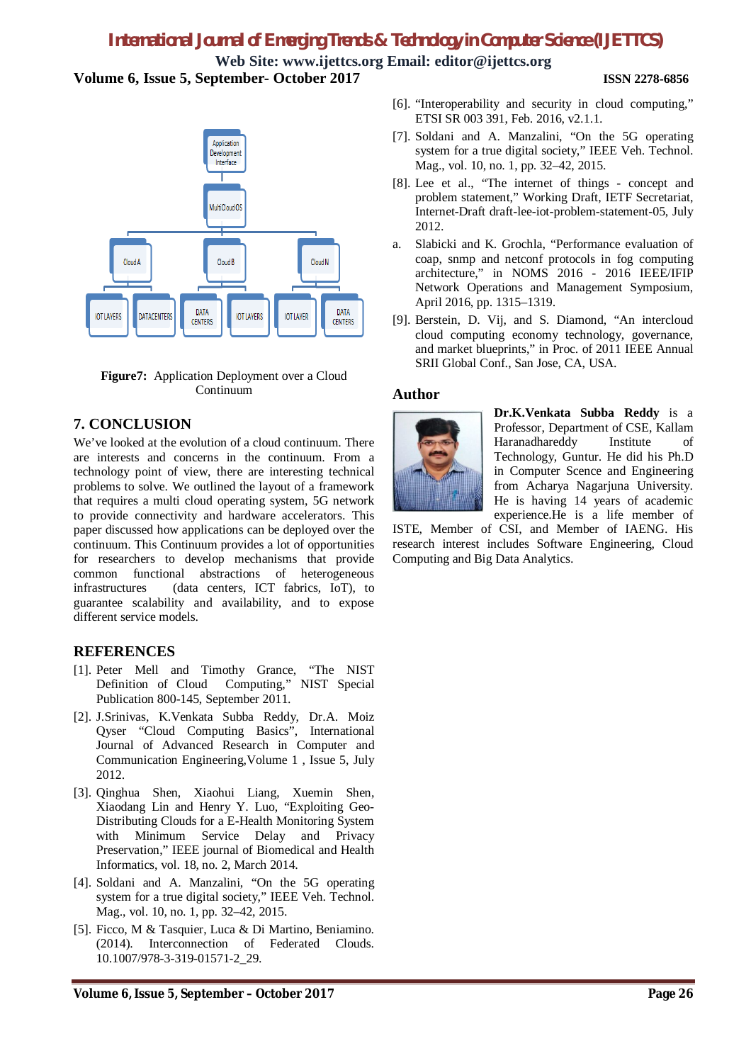Application Development Interface

MultiCloud OS

Cloud A

Cloud B

Cloud N

IOT LAYERS

DATACENTERS

DATA CENTERS

IOT LAYERS

IOT LAYER

DATA CENTERS

**Figure7:** Application Deployment over a Cloud Continuum

## 7. CONCLUSION

We've looked at the evolution of a cloud continuum. There are interests and concerns in the continuum. From a technology point of view, there are interesting technical problems to solve. We outlined the layout of a framework that requires a multi cloud operating system, 5G network to provide connectivity and hardware accelerators. This paper discussed how applications can be deployed over the continuum. This Continuum provides a lot of opportunities for researchers to develop mechanisms that provide common functional abstractions of heterogeneous infrastructures (data centers, ICT fabrics, IoT), to guarantee scalability and availability, and to expose different service models.

## REFERENCES

[1]. Peter Mell and Timothy Grance, "The NIST Definition of Cloud Computing," NIST Special Publication 800-145, September 2011.

[2]. J.Srinivas, K.Venkata Subba Reddy, Dr.A. Moiz Qyser "Cloud Computing Basics", International Journal of Advanced Research in Computer and Communication Engineering,Volume 1 , Issue 5, July 2012.

[3]. Qinghua Shen, Xiaohui Liang, Xuemin Shen, Xiaodang Lin and Henry Y. Luo, "Exploiting Geo-Distributing Clouds for a E-Health Monitoring System with Minimum Service Delay and Privacy Preservation," IEEE journal of Biomedical and Health Informatics, vol. 18, no. 2, March 2014.

[4]. Soldani and A. Manzalini, "On the 5G operating system for a true digital society," IEEE Veh. Technol. Mag., vol. 10, no. 1, pp. 32–42, 2015.

[5]. Ficco, M & Tasquier, Luca & Di Martino, Beniamino. (2014). Interconnection of Federated Clouds. 10.1007/978-3-319-01571-2_29.

[6]. "Interoperability and security in cloud computing," ETSI SR 003 391, Feb. 2016, v2.1.1.

[7]. Soldani and A. Manzalini, "On the 5G operating system for a true digital society," IEEE Veh. Technol. Mag., vol. 10, no. 1, pp. 32–42, 2015.

[8]. Lee et al., "The internet of things - concept and problem statement," Working Draft, IETF Secretariat, Internet-Draft draft-lee-iot-problem-statement-05, July 2012.

a. Slabicki and K. Grochla, "Performance evaluation of coap, snmp and netconf protocols in fog computing architecture," in NOMS 2016 - 2016 IEEE/IFIP Network Operations and Management Symposium, April 2016, pp. 1315–1319.

[9]. Berstein, D. Vij, and S. Diamond, "An intercloud cloud computing economy technology, governance, and market blueprints," in Proc. of 2011 IEEE Annual SRII Global Conf., San Jose, CA, USA.

## Author

**Dr.K.Venkata Subba Reddy** is a Professor, Department of CSE, Kallam Haranadhareddy Institute of Technology, Guntur. He did his Ph.D in Computer Scence and Engineering from Acharya Nagarjuna University. He is having 14 years of academic experience.He is a life member of ISTE, Member of CSI, and Member of IAENG. His research interest includes Software Engineering, Cloud Computing and Big Data Analytics.